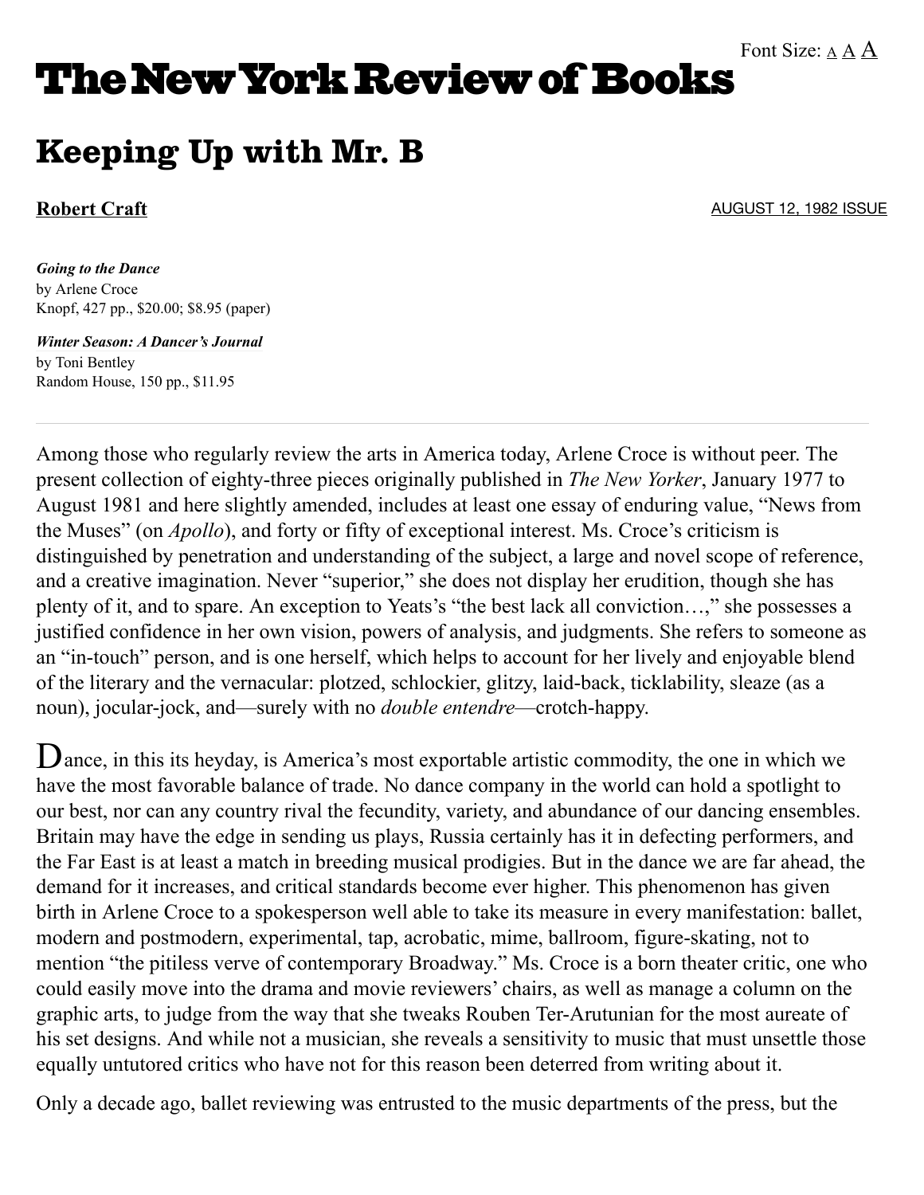# The New York Review of Books

## Keeping Up with Mr. B

**Robert Craft**

AUGUST 12, 1982 ISSUE

***Going to the Dance***
by Arlene Croce
Knopf, 427 pp., $20.00; $8.95 (paper)

***Winter Season: A Dancer's Journal***
by Toni Bentley
Random House, 150 pp., $11.95

---

Among those who regularly review the arts in America today, Arlene Croce is without peer. The present collection of eighty-three pieces originally published in *The New Yorker*, January 1977 to August 1981 and here slightly amended, includes at least one essay of enduring value, "News from the Muses" (on *Apollo*), and forty or fifty of exceptional interest. Ms. Croce's criticism is distinguished by penetration and understanding of the subject, a large and novel scope of reference, and a creative imagination. Never "superior," she does not display her erudition, though she has plenty of it, and to spare. An exception to Yeats's "the best lack all conviction…," she possesses a justified confidence in her own vision, powers of analysis, and judgments. She refers to someone as an "in-touch" person, and is one herself, which helps to account for her lively and enjoyable blend of the literary and the vernacular: plotzed, schlockier, glitzy, laid-back, ticklability, sleaze (as a noun), jocular-jock, and—surely with no *double entendre*—crotch-happy.

Dance, in this its heyday, is America's most exportable artistic commodity, the one in which we have the most favorable balance of trade. No dance company in the world can hold a spotlight to our best, nor can any country rival the fecundity, variety, and abundance of our dancing ensembles. Britain may have the edge in sending us plays, Russia certainly has it in defecting performers, and the Far East is at least a match in breeding musical prodigies. But in the dance we are far ahead, the demand for it increases, and critical standards become ever higher. This phenomenon has given birth in Arlene Croce to a spokesperson well able to take its measure in every manifestation: ballet, modern and postmodern, experimental, tap, acrobatic, mime, ballroom, figure-skating, not to mention "the pitiless verve of contemporary Broadway." Ms. Croce is a born theater critic, one who could easily move into the drama and movie reviewers' chairs, as well as manage a column on the graphic arts, to judge from the way that she tweaks Rouben Ter-Arutunian for the most aureate of his set designs. And while not a musician, she reveals a sensitivity to music that must unsettle those equally untutored critics who have not for this reason been deterred from writing about it.

Only a decade ago, ballet reviewing was entrusted to the music departments of the press, but the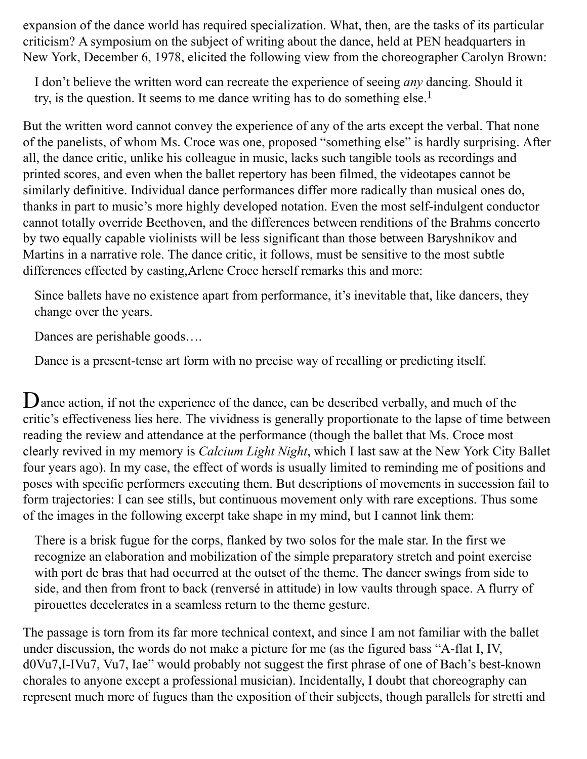expansion of the dance world has required specialization. What, then, are the tasks of its particular criticism? A symposium on the subject of writing about the dance, held at PEN headquarters in New York, December 6, 1978, elicited the following view from the choreographer Carolyn Brown:

> I don't believe the written word can recreate the experience of seeing *any* dancing. Should it try, is the question. It seems to me dance writing has to do something else.[1]

But the written word cannot convey the experience of any of the arts except the verbal. That none of the panelists, of whom Ms. Croce was one, proposed "something else" is hardly surprising. After all, the dance critic, unlike his colleague in music, lacks such tangible tools as recordings and printed scores, and even when the ballet repertory has been filmed, the videotapes cannot be similarly definitive. Individual dance performances differ more radically than musical ones do, thanks in part to music's more highly developed notation. Even the most self-indulgent conductor cannot totally override Beethoven, and the differences between renditions of the Brahms concerto by two equally capable violinists will be less significant than those between Baryshnikov and Martins in a narrative role. The dance critic, it follows, must be sensitive to the most subtle differences effected by casting,Arlene Croce herself remarks this and more:

> Since ballets have no existence apart from performance, it's inevitable that, like dancers, they change over the years.
>
> Dances are perishable goods….
>
> Dance is a present-tense art form with no precise way of recalling or predicting itself.

Dance action, if not the experience of the dance, can be described verbally, and much of the critic's effectiveness lies here. The vividness is generally proportionate to the lapse of time between reading the review and attendance at the performance (though the ballet that Ms. Croce most clearly revived in my memory is *Calcium Light Night*, which I last saw at the New York City Ballet four years ago). In my case, the effect of words is usually limited to reminding me of positions and poses with specific performers executing them. But descriptions of movements in succession fail to form trajectories: I can see stills, but continuous movement only with rare exceptions. Thus some of the images in the following excerpt take shape in my mind, but I cannot link them:

> There is a brisk fugue for the corps, flanked by two solos for the male star. In the first we recognize an elaboration and mobilization of the simple preparatory stretch and point exercise with port de bras that had occurred at the outset of the theme. The dancer swings from side to side, and then from front to back (renversé in attitude) in low vaults through space. A flurry of pirouettes decelerates in a seamless return to the theme gesture.

The passage is torn from its far more technical context, and since I am not familiar with the ballet under discussion, the words do not make a picture for me (as the figured bass "A-flat I, IV, d0Vu7,I-IVu7, Vu7, Iae" would probably not suggest the first phrase of one of Bach's best-known chorales to anyone except a professional musician). Incidentally, I doubt that choreography can represent much more of fugues than the exposition of their subjects, though parallels for stretti and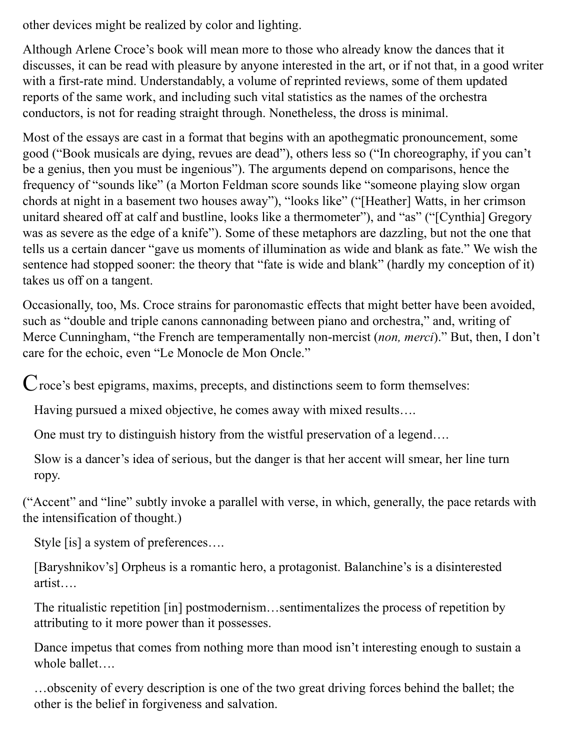other devices might be realized by color and lighting.

Although Arlene Croce's book will mean more to those who already know the dances that it discusses, it can be read with pleasure by anyone interested in the art, or if not that, in a good writer with a first-rate mind. Understandably, a volume of reprinted reviews, some of them updated reports of the same work, and including such vital statistics as the names of the orchestra conductors, is not for reading straight through. Nonetheless, the dross is minimal.

Most of the essays are cast in a format that begins with an apothegmatic pronouncement, some good ("Book musicals are dying, revues are dead"), others less so ("In choreography, if you can't be a genius, then you must be ingenious"). The arguments depend on comparisons, hence the frequency of "sounds like" (a Morton Feldman score sounds like "someone playing slow organ chords at night in a basement two houses away"), "looks like" ("[Heather] Watts, in her crimson unitard sheared off at calf and bustline, looks like a thermometer"), and "as" ("[Cynthia] Gregory was as severe as the edge of a knife"). Some of these metaphors are dazzling, but not the one that tells us a certain dancer "gave us moments of illumination as wide and blank as fate." We wish the sentence had stopped sooner: the theory that "fate is wide and blank" (hardly my conception of it) takes us off on a tangent.

Occasionally, too, Ms. Croce strains for paronomastic effects that might better have been avoided, such as "double and triple canons cannonading between piano and orchestra," and, writing of Merce Cunningham, "the French are temperamentally non-mercist (*non, merci*)." But, then, I don't care for the echoic, even "Le Monocle de Mon Oncle."

Croce's best epigrams, maxims, precepts, and distinctions seem to form themselves:

> Having pursued a mixed objective, he comes away with mixed results….
>
> One must try to distinguish history from the wistful preservation of a legend….
>
> Slow is a dancer's idea of serious, but the danger is that her accent will smear, her line turn ropy.

("Accent" and "line" subtly invoke a parallel with verse, in which, generally, the pace retards with the intensification of thought.)

> Style [is] a system of preferences….
>
> [Baryshnikov's] Orpheus is a romantic hero, a protagonist. Balanchine's is a disinterested artist….
>
> The ritualistic repetition [in] postmodernism…sentimentalizes the process of repetition by attributing to it more power than it possesses.
>
> Dance impetus that comes from nothing more than mood isn't interesting enough to sustain a whole ballet….
>
> …obscenity of every description is one of the two great driving forces behind the ballet; the other is the belief in forgiveness and salvation.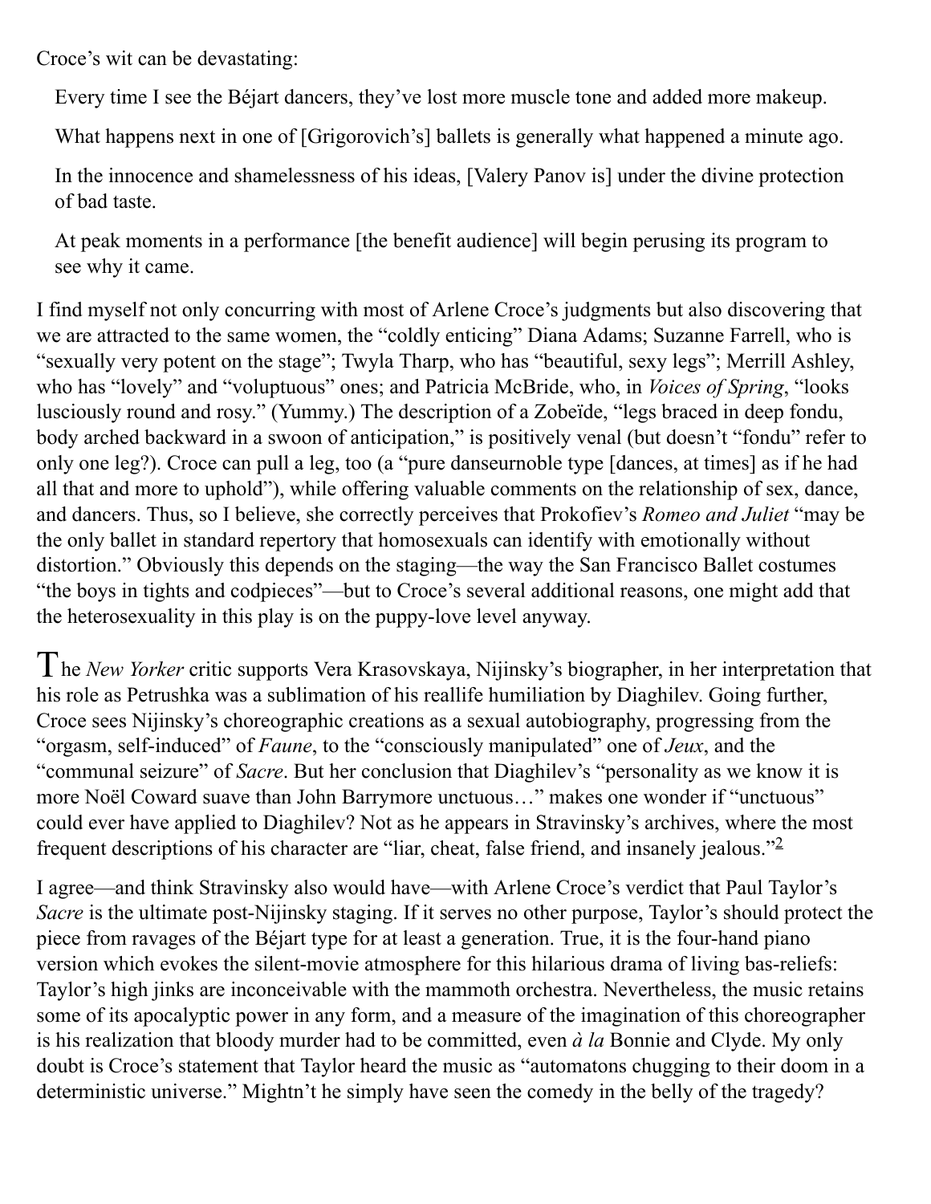Croce's wit can be devastating:

> Every time I see the Béjart dancers, they've lost more muscle tone and added more makeup.
>
> What happens next in one of [Grigorovich's] ballets is generally what happened a minute ago.
>
> In the innocence and shamelessness of his ideas, [Valery Panov is] under the divine protection of bad taste.
>
> At peak moments in a performance [the benefit audience] will begin perusing its program to see why it came.

I find myself not only concurring with most of Arlene Croce's judgments but also discovering that we are attracted to the same women, the "coldly enticing" Diana Adams; Suzanne Farrell, who is "sexually very potent on the stage"; Twyla Tharp, who has "beautiful, sexy legs"; Merrill Ashley, who has "lovely" and "voluptuous" ones; and Patricia McBride, who, in *Voices of Spring*, "looks lusciously round and rosy." (Yummy.) The description of a Zobeïde, "legs braced in deep fondu, body arched backward in a swoon of anticipation," is positively venal (but doesn't "fondu" refer to only one leg?). Croce can pull a leg, too (a "pure danseurnoble type [dances, at times] as if he had all that and more to uphold"), while offering valuable comments on the relationship of sex, dance, and dancers. Thus, so I believe, she correctly perceives that Prokofiev's *Romeo and Juliet* "may be the only ballet in standard repertory that homosexuals can identify with emotionally without distortion." Obviously this depends on the staging—the way the San Francisco Ballet costumes "the boys in tights and codpieces"—but to Croce's several additional reasons, one might add that the heterosexuality in this play is on the puppy-love level anyway.

The *New Yorker* critic supports Vera Krasovskaya, Nijinsky's biographer, in her interpretation that his role as Petrushka was a sublimation of his reallife humiliation by Diaghilev. Going further, Croce sees Nijinsky's choreographic creations as a sexual autobiography, progressing from the "orgasm, self-induced" of *Faune*, to the "consciously manipulated" one of *Jeux*, and the "communal seizure" of *Sacre*. But her conclusion that Diaghilev's "personality as we know it is more Noël Coward suave than John Barrymore unctuous…" makes one wonder if "unctuous" could ever have applied to Diaghilev? Not as he appears in Stravinsky's archives, where the most frequent descriptions of his character are "liar, cheat, false friend, and insanely jealous."[2]

I agree—and think Stravinsky also would have—with Arlene Croce's verdict that Paul Taylor's *Sacre* is the ultimate post-Nijinsky staging. If it serves no other purpose, Taylor's should protect the piece from ravages of the Béjart type for at least a generation. True, it is the four-hand piano version which evokes the silent-movie atmosphere for this hilarious drama of living bas-reliefs: Taylor's high jinks are inconceivable with the mammoth orchestra. Nevertheless, the music retains some of its apocalyptic power in any form, and a measure of the imagination of this choreographer is his realization that bloody murder had to be committed, even *à la* Bonnie and Clyde. My only doubt is Croce's statement that Taylor heard the music as "automatons chugging to their doom in a deterministic universe." Mightn't he simply have seen the comedy in the belly of the tragedy?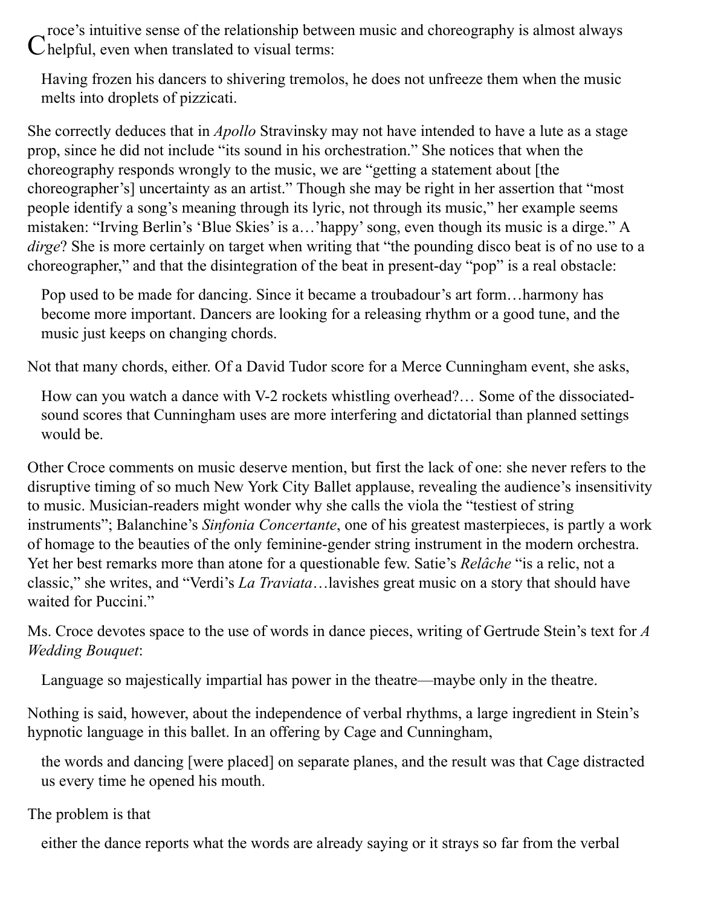Croce's intuitive sense of the relationship between music and choreography is almost always helpful, even when translated to visual terms:

> Having frozen his dancers to shivering tremolos, he does not unfreeze them when the music melts into droplets of pizzicati.

She correctly deduces that in *Apollo* Stravinsky may not have intended to have a lute as a stage prop, since he did not include "its sound in his orchestration." She notices that when the choreography responds wrongly to the music, we are "getting a statement about [the choreographer's] uncertainty as an artist." Though she may be right in her assertion that "most people identify a song's meaning through its lyric, not through its music," her example seems mistaken: "Irving Berlin's 'Blue Skies' is a…'happy' song, even though its music is a dirge." A *dirge*? She is more certainly on target when writing that "the pounding disco beat is of no use to a choreographer," and that the disintegration of the beat in present-day "pop" is a real obstacle:

> Pop used to be made for dancing. Since it became a troubadour's art form…harmony has become more important. Dancers are looking for a releasing rhythm or a good tune, and the music just keeps on changing chords.

Not that many chords, either. Of a David Tudor score for a Merce Cunningham event, she asks,

> How can you watch a dance with V-2 rockets whistling overhead?… Some of the dissociated-sound scores that Cunningham uses are more interfering and dictatorial than planned settings would be.

Other Croce comments on music deserve mention, but first the lack of one: she never refers to the disruptive timing of so much New York City Ballet applause, revealing the audience's insensitivity to music. Musician-readers might wonder why she calls the viola the "testiest of string instruments"; Balanchine's *Sinfonia Concertante*, one of his greatest masterpieces, is partly a work of homage to the beauties of the only feminine-gender string instrument in the modern orchestra. Yet her best remarks more than atone for a questionable few. Satie's *Relâche* "is a relic, not a classic," she writes, and "Verdi's *La Traviata*…lavishes great music on a story that should have waited for Puccini."

Ms. Croce devotes space to the use of words in dance pieces, writing of Gertrude Stein's text for *A Wedding Bouquet*:

> Language so majestically impartial has power in the theatre—maybe only in the theatre.

Nothing is said, however, about the independence of verbal rhythms, a large ingredient in Stein's hypnotic language in this ballet. In an offering by Cage and Cunningham,

> the words and dancing [were placed] on separate planes, and the result was that Cage distracted us every time he opened his mouth.

The problem is that

> either the dance reports what the words are already saying or it strays so far from the verbal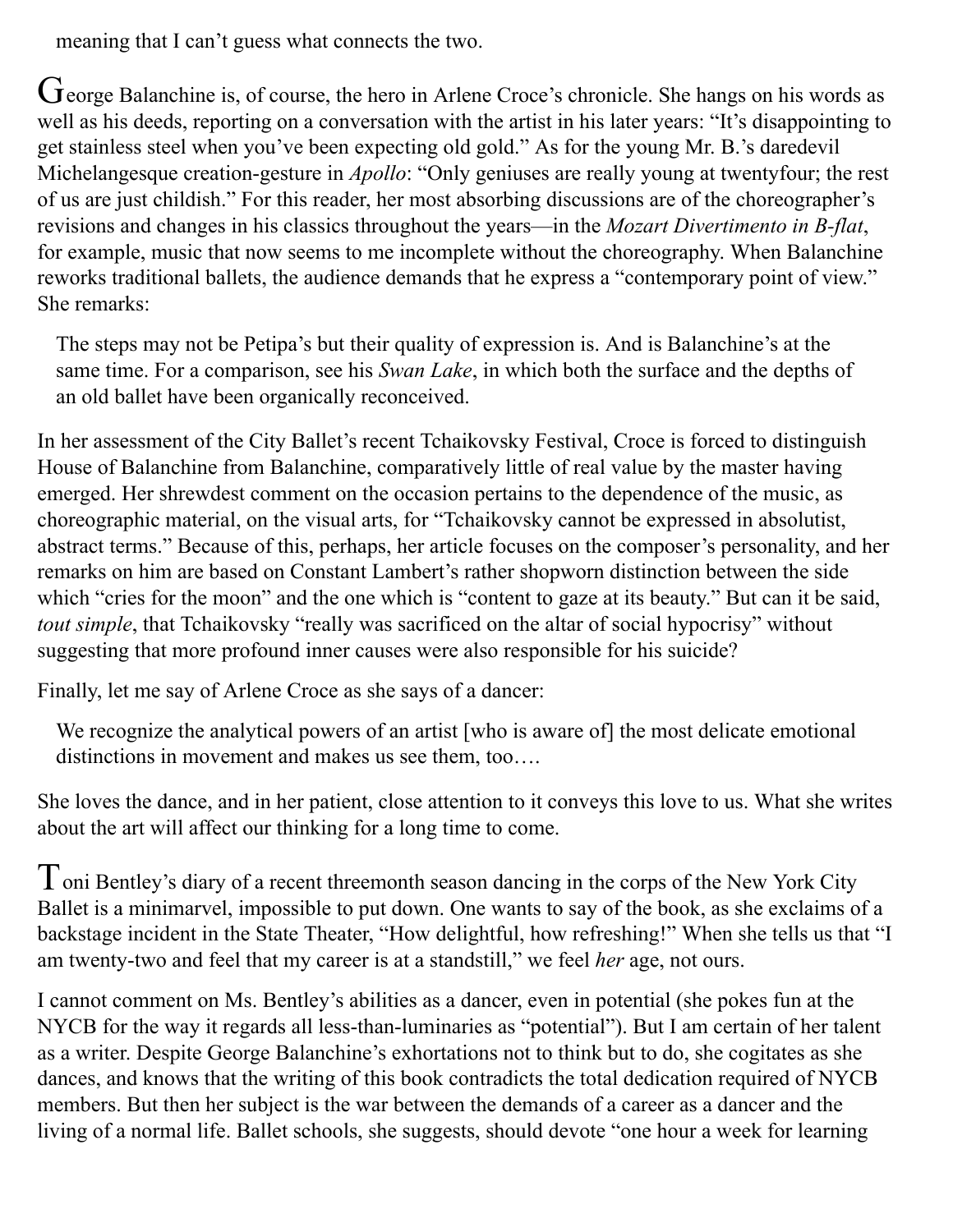meaning that I can't guess what connects the two.

George Balanchine is, of course, the hero in Arlene Croce's chronicle. She hangs on his words as well as his deeds, reporting on a conversation with the artist in his later years: "It's disappointing to get stainless steel when you've been expecting old gold." As for the young Mr. B.'s daredevil Michelangesque creation-gesture in *Apollo*: "Only geniuses are really young at twentyfour; the rest of us are just childish." For this reader, her most absorbing discussions are of the choreographer's revisions and changes in his classics throughout the years—in the *Mozart Divertimento in B-flat*, for example, music that now seems to me incomplete without the choreography. When Balanchine reworks traditional ballets, the audience demands that he express a "contemporary point of view." She remarks:

> The steps may not be Petipa's but their quality of expression is. And is Balanchine's at the same time. For a comparison, see his *Swan Lake*, in which both the surface and the depths of an old ballet have been organically reconceived.

In her assessment of the City Ballet's recent Tchaikovsky Festival, Croce is forced to distinguish House of Balanchine from Balanchine, comparatively little of real value by the master having emerged. Her shrewdest comment on the occasion pertains to the dependence of the music, as choreographic material, on the visual arts, for "Tchaikovsky cannot be expressed in absolutist, abstract terms." Because of this, perhaps, her article focuses on the composer's personality, and her remarks on him are based on Constant Lambert's rather shopworn distinction between the side which "cries for the moon" and the one which is "content to gaze at its beauty." But can it be said, *tout simple*, that Tchaikovsky "really was sacrificed on the altar of social hypocrisy" without suggesting that more profound inner causes were also responsible for his suicide?

Finally, let me say of Arlene Croce as she says of a dancer:

> We recognize the analytical powers of an artist [who is aware of] the most delicate emotional distinctions in movement and makes us see them, too….

She loves the dance, and in her patient, close attention to it conveys this love to us. What she writes about the art will affect our thinking for a long time to come.

Toni Bentley's diary of a recent threemonth season dancing in the corps of the New York City Ballet is a minimarvel, impossible to put down. One wants to say of the book, as she exclaims of a backstage incident in the State Theater, "How delightful, how refreshing!" When she tells us that "I am twenty-two and feel that my career is at a standstill," we feel *her* age, not ours.

I cannot comment on Ms. Bentley's abilities as a dancer, even in potential (she pokes fun at the NYCB for the way it regards all less-than-luminaries as "potential"). But I am certain of her talent as a writer. Despite George Balanchine's exhortations not to think but to do, she cogitates as she dances, and knows that the writing of this book contradicts the total dedication required of NYCB members. But then her subject is the war between the demands of a career as a dancer and the living of a normal life. Ballet schools, she suggests, should devote "one hour a week for learning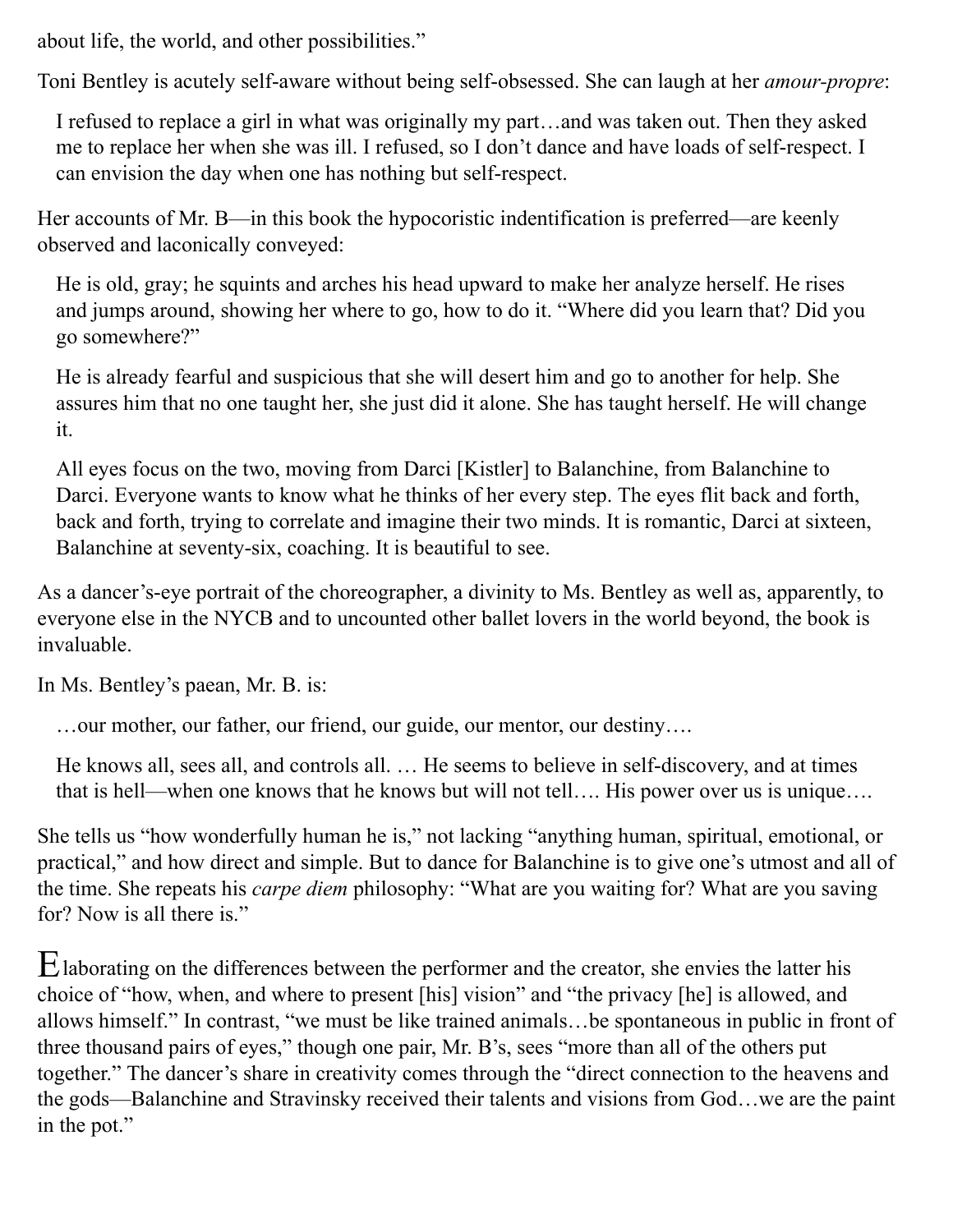about life, the world, and other possibilities."

Toni Bentley is acutely self-aware without being self-obsessed. She can laugh at her *amour-propre*:

> I refused to replace a girl in what was originally my part…and was taken out. Then they asked me to replace her when she was ill. I refused, so I don't dance and have loads of self-respect. I can envision the day when one has nothing but self-respect.

Her accounts of Mr. B—in this book the hypocoristic indentification is preferred—are keenly observed and laconically conveyed:

> He is old, gray; he squints and arches his head upward to make her analyze herself. He rises and jumps around, showing her where to go, how to do it. "Where did you learn that? Did you go somewhere?"
>
> He is already fearful and suspicious that she will desert him and go to another for help. She assures him that no one taught her, she just did it alone. She has taught herself. He will change it.
>
> All eyes focus on the two, moving from Darci [Kistler] to Balanchine, from Balanchine to Darci. Everyone wants to know what he thinks of her every step. The eyes flit back and forth, back and forth, trying to correlate and imagine their two minds. It is romantic, Darci at sixteen, Balanchine at seventy-six, coaching. It is beautiful to see.

As a dancer's-eye portrait of the choreographer, a divinity to Ms. Bentley as well as, apparently, to everyone else in the NYCB and to uncounted other ballet lovers in the world beyond, the book is invaluable.

In Ms. Bentley's paean, Mr. B. is:

> …our mother, our father, our friend, our guide, our mentor, our destiny….
>
> He knows all, sees all, and controls all. … He seems to believe in self-discovery, and at times that is hell—when one knows that he knows but will not tell…. His power over us is unique….

She tells us "how wonderfully human he is," not lacking "anything human, spiritual, emotional, or practical," and how direct and simple. But to dance for Balanchine is to give one's utmost and all of the time. She repeats his *carpe diem* philosophy: "What are you waiting for? What are you saving for? Now is all there is."

Elaborating on the differences between the performer and the creator, she envies the latter his choice of "how, when, and where to present [his] vision" and "the privacy [he] is allowed, and allows himself." In contrast, "we must be like trained animals…be spontaneous in public in front of three thousand pairs of eyes," though one pair, Mr. B's, sees "more than all of the others put together." The dancer's share in creativity comes through the "direct connection to the heavens and the gods—Balanchine and Stravinsky received their talents and visions from God…we are the paint in the pot."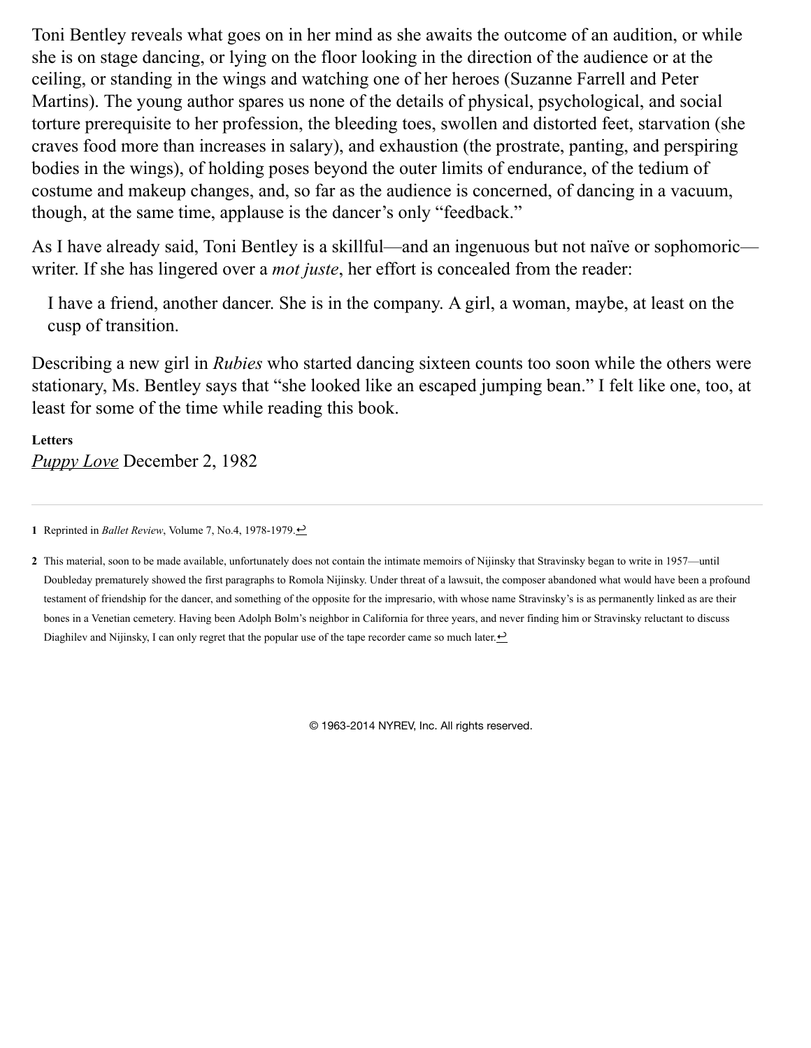Toni Bentley reveals what goes on in her mind as she awaits the outcome of an audition, or while she is on stage dancing, or lying on the floor looking in the direction of the audience or at the ceiling, or standing in the wings and watching one of her heroes (Suzanne Farrell and Peter Martins). The young author spares us none of the details of physical, psychological, and social torture prerequisite to her profession, the bleeding toes, swollen and distorted feet, starvation (she craves food more than increases in salary), and exhaustion (the prostrate, panting, and perspiring bodies in the wings), of holding poses beyond the outer limits of endurance, of the tedium of costume and makeup changes, and, so far as the audience is concerned, of dancing in a vacuum, though, at the same time, applause is the dancer's only "feedback."

As I have already said, Toni Bentley is a skillful—and an ingenuous but not naïve or sophomoric—writer. If she has lingered over a *mot juste*, her effort is concealed from the reader:

> I have a friend, another dancer. She is in the company. A girl, a woman, maybe, at least on the cusp of transition.

Describing a new girl in *Rubies* who started dancing sixteen counts too soon while the others were stationary, Ms. Bentley says that "she looked like an escaped jumping bean." I felt like one, too, at least for some of the time while reading this book.

**Letters**

*Puppy Love* December 2, 1982

---

1 Reprinted in *Ballet Review*, Volume 7, No.4, 1978-1979.↩

2 This material, soon to be made available, unfortunately does not contain the intimate memoirs of Nijinsky that Stravinsky began to write in 1957—until Doubleday prematurely showed the first paragraphs to Romola Nijinsky. Under threat of a lawsuit, the composer abandoned what would have been a profound testament of friendship for the dancer, and something of the opposite for the impresario, with whose name Stravinsky's is as permanently linked as are their bones in a Venetian cemetery. Having been Adolph Bolm's neighbor in California for three years, and never finding him or Stravinsky reluctant to discuss Diaghilev and Nijinsky, I can only regret that the popular use of the tape recorder came so much later.↩

© 1963-2014 NYREV, Inc. All rights reserved.